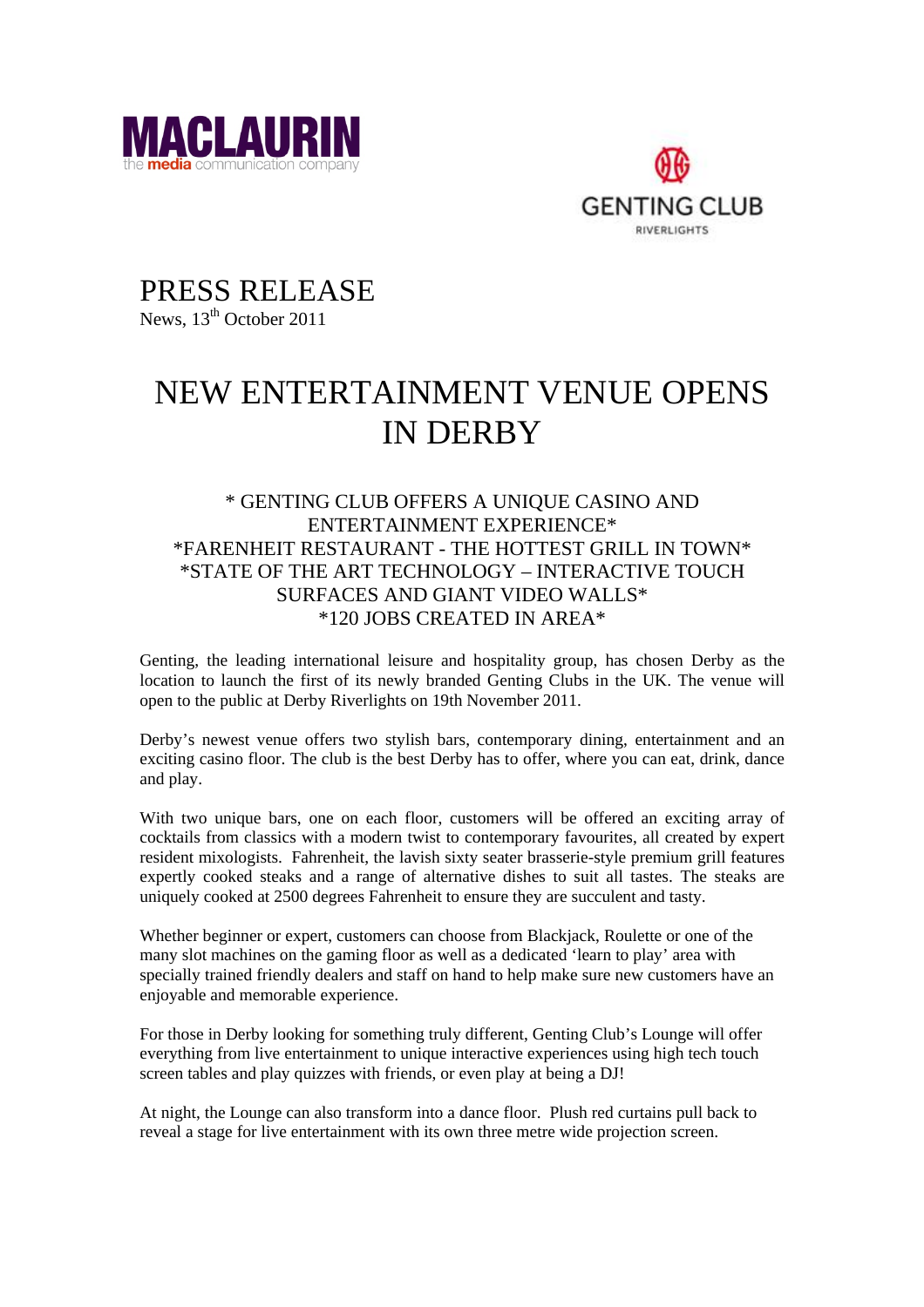MACLAURIN
the media communication company

GENTING CLUB
RIVERLIGHTS

# PRESS RELEASE

News, 13th October 2011

# NEW ENTERTAINMENT VENUE OPENS IN DERBY

### * GENTING CLUB OFFERS A UNIQUE CASINO AND ENTERTAINMENT EXPERIENCE*
### *FARENHEIT RESTAURANT - THE HOTTEST GRILL IN TOWN*
### *STATE OF THE ART TECHNOLOGY – INTERACTIVE TOUCH SURFACES AND GIANT VIDEO WALLS*
### *120 JOBS CREATED IN AREA*

Genting, the leading international leisure and hospitality group, has chosen Derby as the location to launch the first of its newly branded Genting Clubs in the UK. The venue will open to the public at Derby Riverlights on 19th November 2011.

Derby's newest venue offers two stylish bars, contemporary dining, entertainment and an exciting casino floor. The club is the best Derby has to offer, where you can eat, drink, dance and play.

With two unique bars, one on each floor, customers will be offered an exciting array of cocktails from classics with a modern twist to contemporary favourites, all created by expert resident mixologists. Fahrenheit, the lavish sixty seater brasserie-style premium grill features expertly cooked steaks and a range of alternative dishes to suit all tastes. The steaks are uniquely cooked at 2500 degrees Fahrenheit to ensure they are succulent and tasty.

Whether beginner or expert, customers can choose from Blackjack, Roulette or one of the many slot machines on the gaming floor as well as a dedicated 'learn to play' area with specially trained friendly dealers and staff on hand to help make sure new customers have an enjoyable and memorable experience.

For those in Derby looking for something truly different, Genting Club's Lounge will offer everything from live entertainment to unique interactive experiences using high tech touch screen tables and play quizzes with friends, or even play at being a DJ!

At night, the Lounge can also transform into a dance floor. Plush red curtains pull back to reveal a stage for live entertainment with its own three metre wide projection screen.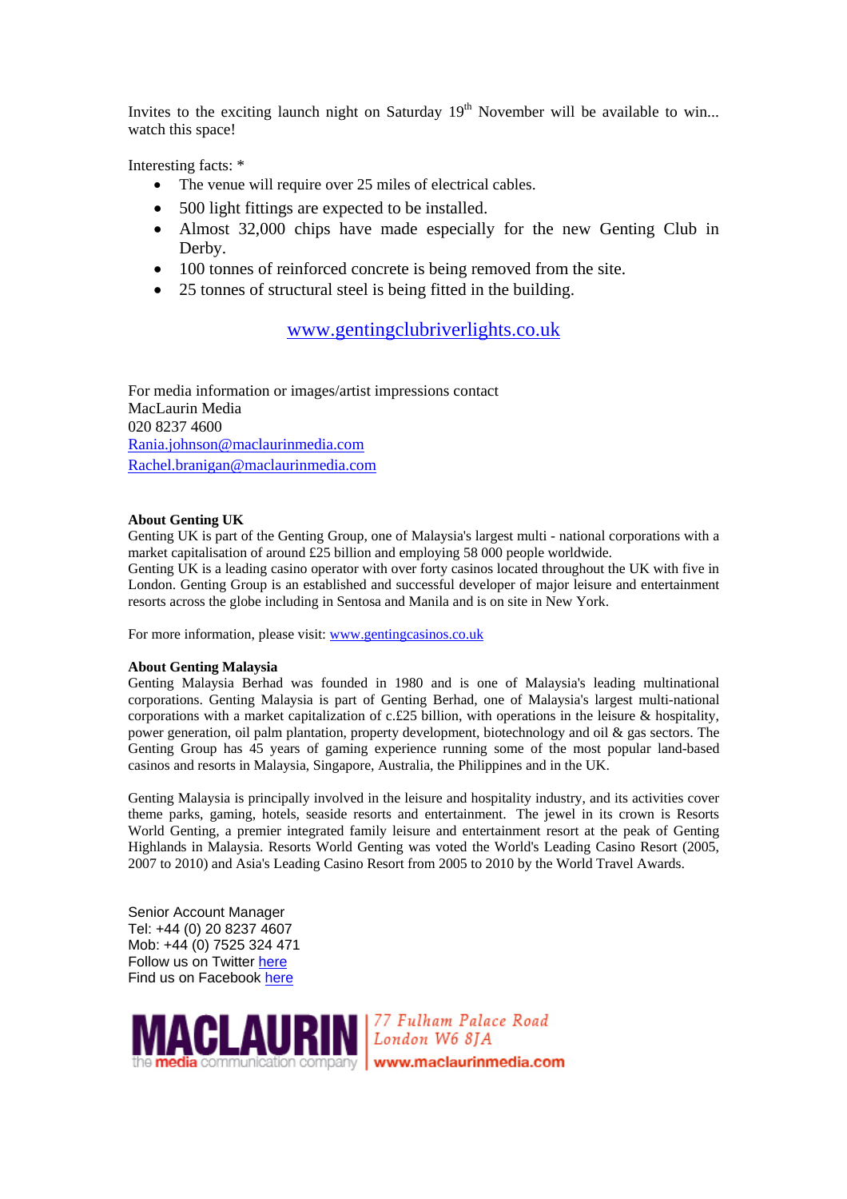Invites to the exciting launch night on Saturday 19th November will be available to win... watch this space!

Interesting facts: *

- The venue will require over 25 miles of electrical cables.
- 500 light fittings are expected to be installed.
- Almost 32,000 chips have made especially for the new Genting Club in Derby.
- 100 tonnes of reinforced concrete is being removed from the site.
- 25 tonnes of structural steel is being fitted in the building.

www.gentingclubriverlights.co.uk

For media information or images/artist impressions contact
MacLaurin Media
020 8237 4600
Rania.johnson@maclaurinmedia.com
Rachel.branigan@maclaurinmedia.com

**About Genting UK**
Genting UK is part of the Genting Group, one of Malaysia's largest multi - national corporations with a market capitalisation of around £25 billion and employing 58 000 people worldwide.
Genting UK is a leading casino operator with over forty casinos located throughout the UK with five in London. Genting Group is an established and successful developer of major leisure and entertainment resorts across the globe including in Sentosa and Manila and is on site in New York.

For more information, please visit: www.gentingcasinos.co.uk

**About Genting Malaysia**
Genting Malaysia Berhad was founded in 1980 and is one of Malaysia's leading multinational corporations. Genting Malaysia is part of Genting Berhad, one of Malaysia's largest multi-national corporations with a market capitalization of c.£25 billion, with operations in the leisure & hospitality, power generation, oil palm plantation, property development, biotechnology and oil & gas sectors. The Genting Group has 45 years of gaming experience running some of the most popular land-based casinos and resorts in Malaysia, Singapore, Australia, the Philippines and in the UK.

Genting Malaysia is principally involved in the leisure and hospitality industry, and its activities cover theme parks, gaming, hotels, seaside resorts and entertainment. The jewel in its crown is Resorts World Genting, a premier integrated family leisure and entertainment resort at the peak of Genting Highlands in Malaysia. Resorts World Genting was voted the World's Leading Casino Resort (2005, 2007 to 2010) and Asia's Leading Casino Resort from 2005 to 2010 by the World Travel Awards.

Senior Account Manager
Tel: +44 (0) 20 8237 4607
Mob: +44 (0) 7525 324 471
Follow us on Twitter here
Find us on Facebook here

MACLAURIN
the media communication company
77 Fulham Palace Road
London W6 8JA
www.maclaurinmedia.com